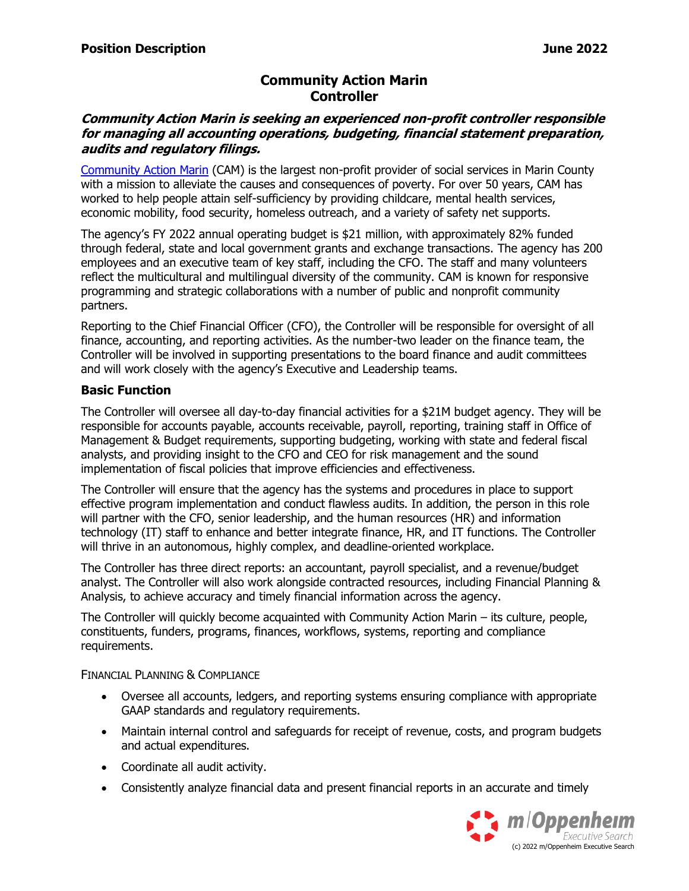**Position Description** **June 2022**

# Community Action Marin
# Controller

***Community Action Marin is seeking an experienced non-profit controller responsible for managing all accounting operations, budgeting, financial statement preparation, audits and regulatory filings.***

Community Action Marin (CAM) is the largest non-profit provider of social services in Marin County with a mission to alleviate the causes and consequences of poverty. For over 50 years, CAM has worked to help people attain self-sufficiency by providing childcare, mental health services, economic mobility, food security, homeless outreach, and a variety of safety net supports.

The agency's FY 2022 annual operating budget is $21 million, with approximately 82% funded through federal, state and local government grants and exchange transactions. The agency has 200 employees and an executive team of key staff, including the CFO. The staff and many volunteers reflect the multicultural and multilingual diversity of the community. CAM is known for responsive programming and strategic collaborations with a number of public and nonprofit community partners.

Reporting to the Chief Financial Officer (CFO), the Controller will be responsible for oversight of all finance, accounting, and reporting activities. As the number-two leader on the finance team, the Controller will be involved in supporting presentations to the board finance and audit committees and will work closely with the agency's Executive and Leadership teams.

## Basic Function

The Controller will oversee all day-to-day financial activities for a $21M budget agency. They will be responsible for accounts payable, accounts receivable, payroll, reporting, training staff in Office of Management & Budget requirements, supporting budgeting, working with state and federal fiscal analysts, and providing insight to the CFO and CEO for risk management and the sound implementation of fiscal policies that improve efficiencies and effectiveness.

The Controller will ensure that the agency has the systems and procedures in place to support effective program implementation and conduct flawless audits. In addition, the person in this role will partner with the CFO, senior leadership, and the human resources (HR) and information technology (IT) staff to enhance and better integrate finance, HR, and IT functions. The Controller will thrive in an autonomous, highly complex, and deadline-oriented workplace.

The Controller has three direct reports: an accountant, payroll specialist, and a revenue/budget analyst. The Controller will also work alongside contracted resources, including Financial Planning & Analysis, to achieve accuracy and timely financial information across the agency.

The Controller will quickly become acquainted with Community Action Marin – its culture, people, constituents, funders, programs, finances, workflows, systems, reporting and compliance requirements.

### Financial Planning & Compliance

- Oversee all accounts, ledgers, and reporting systems ensuring compliance with appropriate GAAP standards and regulatory requirements.
- Maintain internal control and safeguards for receipt of revenue, costs, and program budgets and actual expenditures.
- Coordinate all audit activity.
- Consistently analyze financial data and present financial reports in an accurate and timely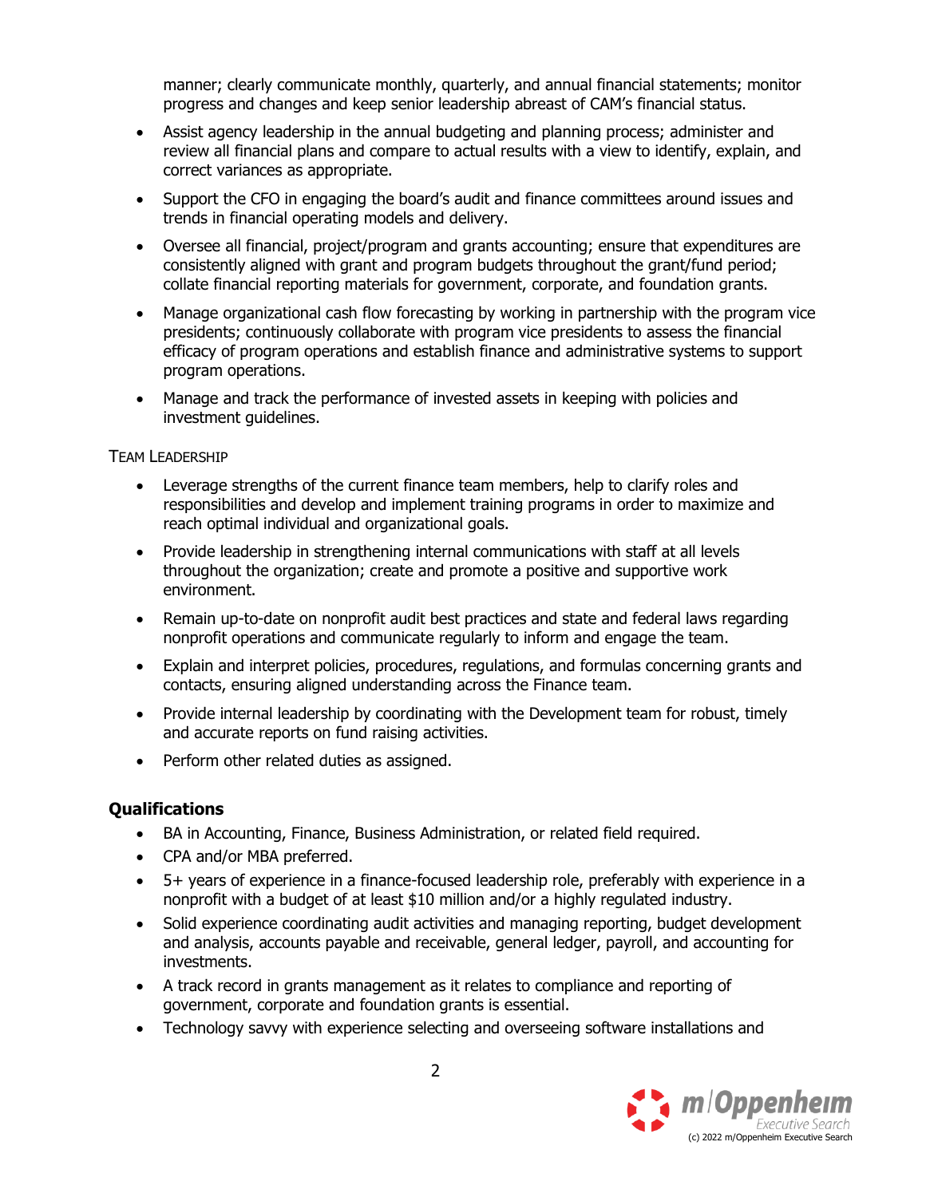manner; clearly communicate monthly, quarterly, and annual financial statements; monitor progress and changes and keep senior leadership abreast of CAM's financial status.

- Assist agency leadership in the annual budgeting and planning process; administer and review all financial plans and compare to actual results with a view to identify, explain, and correct variances as appropriate.
- Support the CFO in engaging the board's audit and finance committees around issues and trends in financial operating models and delivery.
- Oversee all financial, project/program and grants accounting; ensure that expenditures are consistently aligned with grant and program budgets throughout the grant/fund period; collate financial reporting materials for government, corporate, and foundation grants.
- Manage organizational cash flow forecasting by working in partnership with the program vice presidents; continuously collaborate with program vice presidents to assess the financial efficacy of program operations and establish finance and administrative systems to support program operations.
- Manage and track the performance of invested assets in keeping with policies and investment guidelines.

TEAM LEADERSHIP

- Leverage strengths of the current finance team members, help to clarify roles and responsibilities and develop and implement training programs in order to maximize and reach optimal individual and organizational goals.
- Provide leadership in strengthening internal communications with staff at all levels throughout the organization; create and promote a positive and supportive work environment.
- Remain up-to-date on nonprofit audit best practices and state and federal laws regarding nonprofit operations and communicate regularly to inform and engage the team.
- Explain and interpret policies, procedures, regulations, and formulas concerning grants and contacts, ensuring aligned understanding across the Finance team.
- Provide internal leadership by coordinating with the Development team for robust, timely and accurate reports on fund raising activities.
- Perform other related duties as assigned.

## Qualifications

- BA in Accounting, Finance, Business Administration, or related field required.
- CPA and/or MBA preferred.
- 5+ years of experience in a finance-focused leadership role, preferably with experience in a nonprofit with a budget of at least $10 million and/or a highly regulated industry.
- Solid experience coordinating audit activities and managing reporting, budget development and analysis, accounts payable and receivable, general ledger, payroll, and accounting for investments.
- A track record in grants management as it relates to compliance and reporting of government, corporate and foundation grants is essential.
- Technology savvy with experience selecting and overseeing software installations and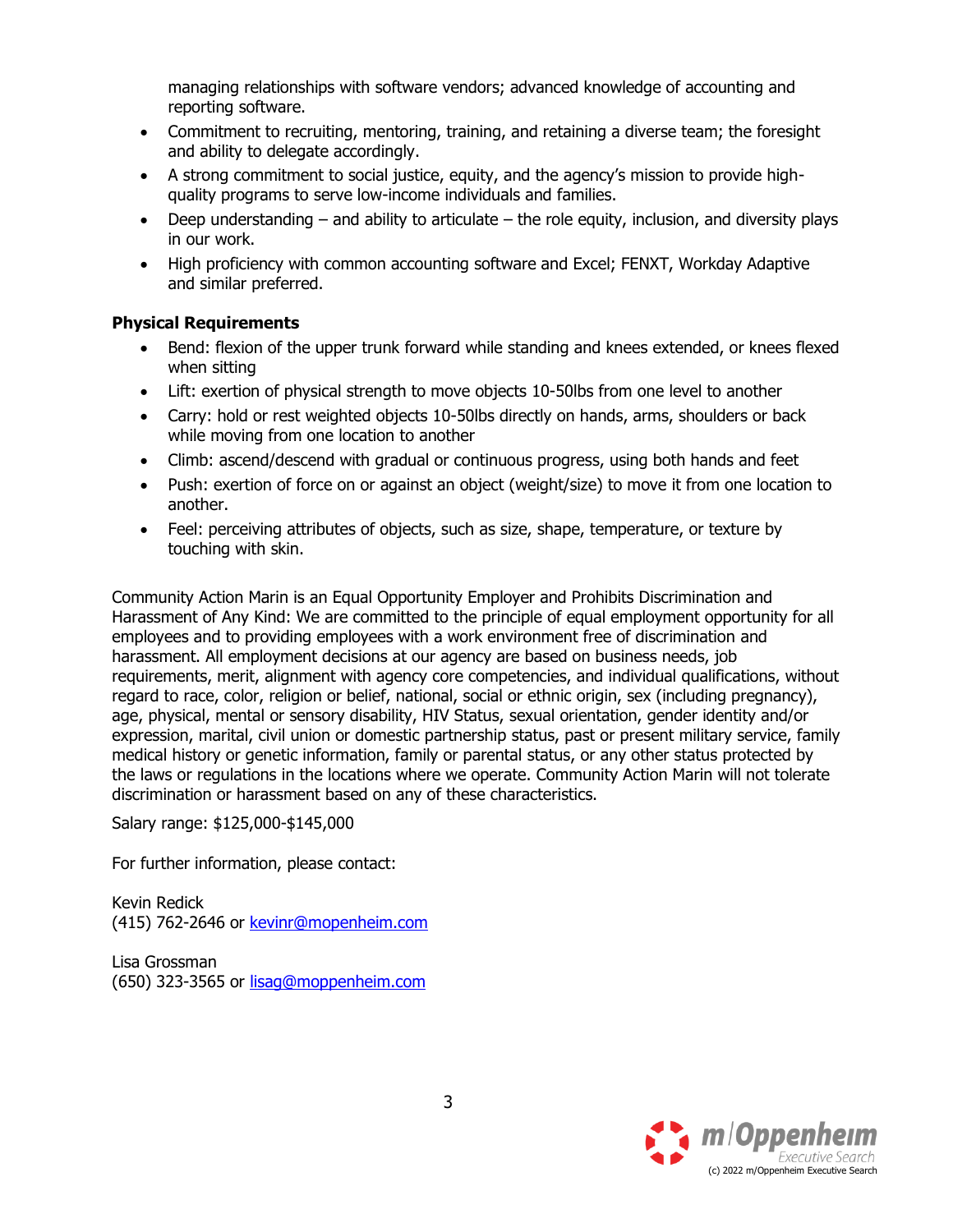managing relationships with software vendors; advanced knowledge of accounting and reporting software.

- Commitment to recruiting, mentoring, training, and retaining a diverse team; the foresight and ability to delegate accordingly.
- A strong commitment to social justice, equity, and the agency's mission to provide high-quality programs to serve low-income individuals and families.
- Deep understanding – and ability to articulate – the role equity, inclusion, and diversity plays in our work.
- High proficiency with common accounting software and Excel; FENXT, Workday Adaptive and similar preferred.

**Physical Requirements**

- Bend: flexion of the upper trunk forward while standing and knees extended, or knees flexed when sitting
- Lift: exertion of physical strength to move objects 10-50lbs from one level to another
- Carry: hold or rest weighted objects 10-50lbs directly on hands, arms, shoulders or back while moving from one location to another
- Climb: ascend/descend with gradual or continuous progress, using both hands and feet
- Push: exertion of force on or against an object (weight/size) to move it from one location to another.
- Feel: perceiving attributes of objects, such as size, shape, temperature, or texture by touching with skin.

Community Action Marin is an Equal Opportunity Employer and Prohibits Discrimination and Harassment of Any Kind: We are committed to the principle of equal employment opportunity for all employees and to providing employees with a work environment free of discrimination and harassment. All employment decisions at our agency are based on business needs, job requirements, merit, alignment with agency core competencies, and individual qualifications, without regard to race, color, religion or belief, national, social or ethnic origin, sex (including pregnancy), age, physical, mental or sensory disability, HIV Status, sexual orientation, gender identity and/or expression, marital, civil union or domestic partnership status, past or present military service, family medical history or genetic information, family or parental status, or any other status protected by the laws or regulations in the locations where we operate. Community Action Marin will not tolerate discrimination or harassment based on any of these characteristics.

Salary range: $125,000-$145,000

For further information, please contact:

Kevin Redick
(415) 762-2646 or kevinr@mopenheim.com

Lisa Grossman
(650) 323-3565 or lisag@moppenheim.com

(c) 2022 m/Oppenheim Executive Search